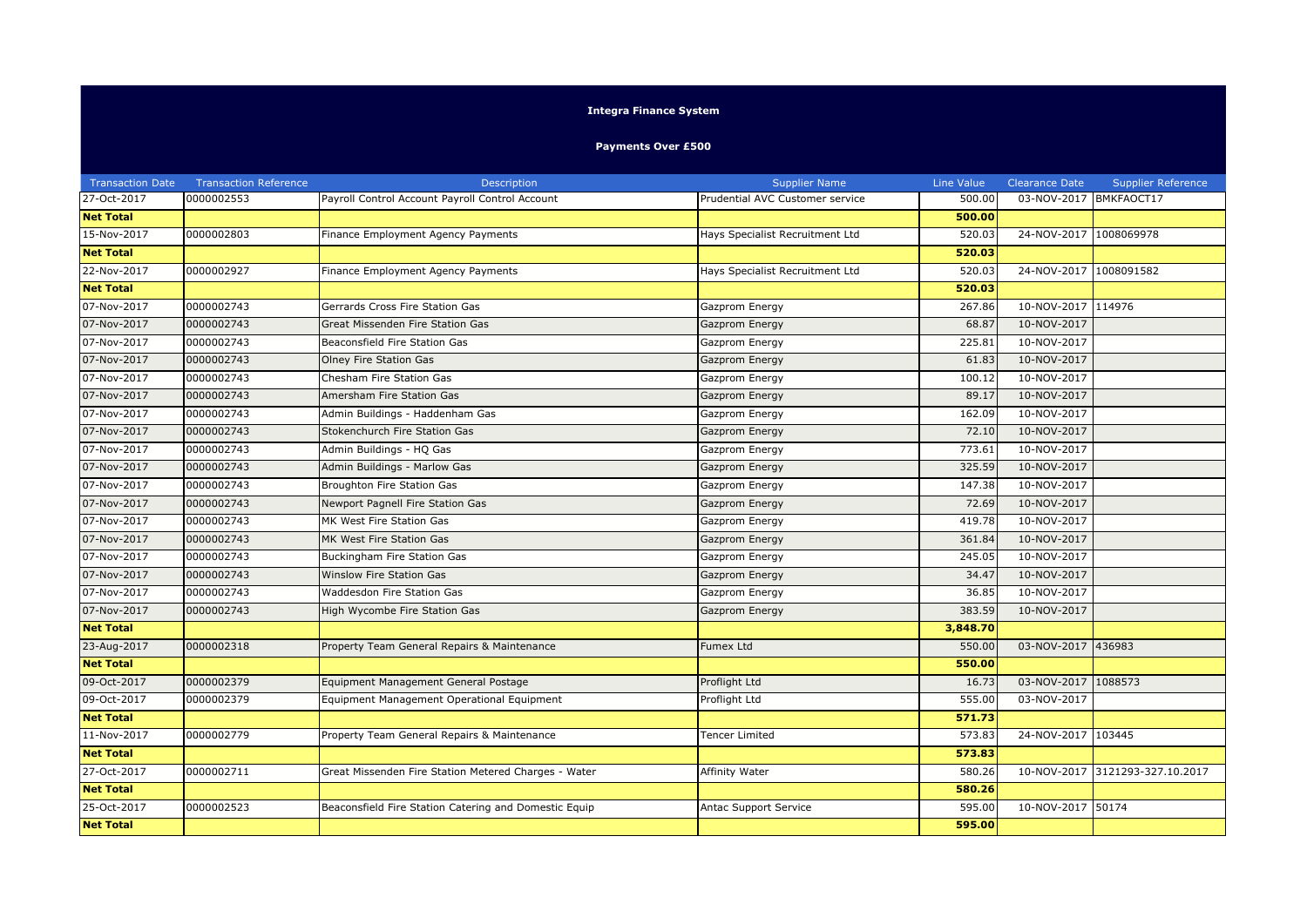**Integra Finance System**

**Payments Over £500**

| Transaction Date | Transaction Reference | Description | Supplier Name | Line Value | Clearance Date | Supplier Reference |
|---|---|---|---|---|---|---|
| 27-Oct-2017 | 0000002553 | Payroll Control Account Payroll Control Account | Prudential AVC Customer service | 500.00 | 03-NOV-2017 | BMKFAOCT17 |
| **Net Total** | | | | **500.00** | | |
| 15-Nov-2017 | 0000002803 | Finance Employment Agency Payments | Hays Specialist Recruitment Ltd | 520.03 | 24-NOV-2017 | 1008069978 |
| **Net Total** | | | | **520.03** | | |
| 22-Nov-2017 | 0000002927 | Finance Employment Agency Payments | Hays Specialist Recruitment Ltd | 520.03 | 24-NOV-2017 | 1008091582 |
| **Net Total** | | | | **520.03** | | |
| 07-Nov-2017 | 0000002743 | Gerrards Cross Fire Station Gas | Gazprom Energy | 267.86 | 10-NOV-2017 | 114976 |
| 07-Nov-2017 | 0000002743 | Great Missenden Fire Station Gas | Gazprom Energy | 68.87 | 10-NOV-2017 | |
| 07-Nov-2017 | 0000002743 | Beaconsfield Fire Station Gas | Gazprom Energy | 225.81 | 10-NOV-2017 | |
| 07-Nov-2017 | 0000002743 | Olney Fire Station Gas | Gazprom Energy | 61.83 | 10-NOV-2017 | |
| 07-Nov-2017 | 0000002743 | Chesham Fire Station Gas | Gazprom Energy | 100.12 | 10-NOV-2017 | |
| 07-Nov-2017 | 0000002743 | Amersham Fire Station Gas | Gazprom Energy | 89.17 | 10-NOV-2017 | |
| 07-Nov-2017 | 0000002743 | Admin Buildings - Haddenham Gas | Gazprom Energy | 162.09 | 10-NOV-2017 | |
| 07-Nov-2017 | 0000002743 | Stokenchurch Fire Station Gas | Gazprom Energy | 72.10 | 10-NOV-2017 | |
| 07-Nov-2017 | 0000002743 | Admin Buildings - HQ Gas | Gazprom Energy | 773.61 | 10-NOV-2017 | |
| 07-Nov-2017 | 0000002743 | Admin Buildings - Marlow Gas | Gazprom Energy | 325.59 | 10-NOV-2017 | |
| 07-Nov-2017 | 0000002743 | Broughton Fire Station Gas | Gazprom Energy | 147.38 | 10-NOV-2017 | |
| 07-Nov-2017 | 0000002743 | Newport Pagnell Fire Station Gas | Gazprom Energy | 72.69 | 10-NOV-2017 | |
| 07-Nov-2017 | 0000002743 | MK West Fire Station Gas | Gazprom Energy | 419.78 | 10-NOV-2017 | |
| 07-Nov-2017 | 0000002743 | MK West Fire Station Gas | Gazprom Energy | 361.84 | 10-NOV-2017 | |
| 07-Nov-2017 | 0000002743 | Buckingham Fire Station Gas | Gazprom Energy | 245.05 | 10-NOV-2017 | |
| 07-Nov-2017 | 0000002743 | Winslow Fire Station Gas | Gazprom Energy | 34.47 | 10-NOV-2017 | |
| 07-Nov-2017 | 0000002743 | Waddesdon Fire Station Gas | Gazprom Energy | 36.85 | 10-NOV-2017 | |
| 07-Nov-2017 | 0000002743 | High Wycombe Fire Station Gas | Gazprom Energy | 383.59 | 10-NOV-2017 | |
| **Net Total** | | | | **3,848.70** | | |
| 23-Aug-2017 | 0000002318 | Property Team General Repairs & Maintenance | Fumex Ltd | 550.00 | 03-NOV-2017 | 436983 |
| **Net Total** | | | | **550.00** | | |
| 09-Oct-2017 | 0000002379 | Equipment Management General Postage | Proflight Ltd | 16.73 | 03-NOV-2017 | 1088573 |
| 09-Oct-2017 | 0000002379 | Equipment Management Operational Equipment | Proflight Ltd | 555.00 | 03-NOV-2017 | |
| **Net Total** | | | | **571.73** | | |
| 11-Nov-2017 | 0000002779 | Property Team General Repairs & Maintenance | Tencer Limited | 573.83 | 24-NOV-2017 | 103445 |
| **Net Total** | | | | **573.83** | | |
| 27-Oct-2017 | 0000002711 | Great Missenden Fire Station Metered Charges - Water | Affinity Water | 580.26 | 10-NOV-2017 | 3121293-327.10.2017 |
| **Net Total** | | | | **580.26** | | |
| 25-Oct-2017 | 0000002523 | Beaconsfield Fire Station Catering and Domestic Equip | Antac Support Service | 595.00 | 10-NOV-2017 | 50174 |
| **Net Total** | | | | **595.00** | | |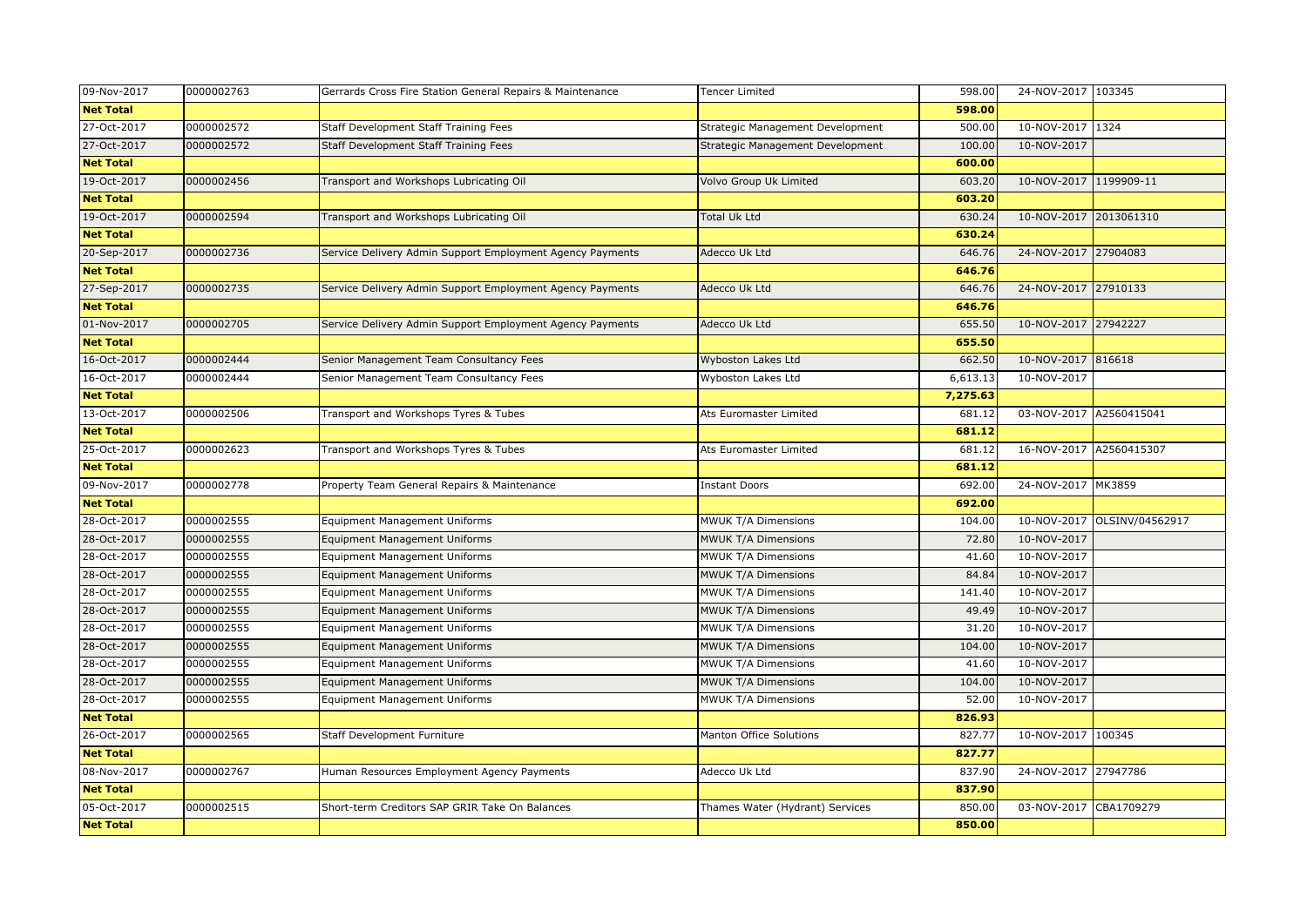| 09-Nov-2017 | 0000002763 | Gerrards Cross Fire Station General Repairs & Maintenance | Tencer Limited | 598.00 | 24-NOV-2017 | 103345 |
|---|---|---|---|---|---|---|
| **Net Total** | | | | **598.00** | | |
| 27-Oct-2017 | 0000002572 | Staff Development Staff Training Fees | Strategic Management Development | 500.00 | 10-NOV-2017 | 1324 |
| 27-Oct-2017 | 0000002572 | Staff Development Staff Training Fees | Strategic Management Development | 100.00 | 10-NOV-2017 | |
| **Net Total** | | | | **600.00** | | |
| 19-Oct-2017 | 0000002456 | Transport and Workshops Lubricating Oil | Volvo Group Uk Limited | 603.20 | 10-NOV-2017 | 1199909-11 |
| **Net Total** | | | | **603.20** | | |
| 19-Oct-2017 | 0000002594 | Transport and Workshops Lubricating Oil | Total Uk Ltd | 630.24 | 10-NOV-2017 | 2013061310 |
| **Net Total** | | | | **630.24** | | |
| 20-Sep-2017 | 0000002736 | Service Delivery Admin Support Employment Agency Payments | Adecco Uk Ltd | 646.76 | 24-NOV-2017 | 27904083 |
| **Net Total** | | | | **646.76** | | |
| 27-Sep-2017 | 0000002735 | Service Delivery Admin Support Employment Agency Payments | Adecco Uk Ltd | 646.76 | 24-NOV-2017 | 27910133 |
| **Net Total** | | | | **646.76** | | |
| 01-Nov-2017 | 0000002705 | Service Delivery Admin Support Employment Agency Payments | Adecco Uk Ltd | 655.50 | 10-NOV-2017 | 27942227 |
| **Net Total** | | | | **655.50** | | |
| 16-Oct-2017 | 0000002444 | Senior Management Team Consultancy Fees | Wyboston Lakes Ltd | 662.50 | 10-NOV-2017 | 816618 |
| 16-Oct-2017 | 0000002444 | Senior Management Team Consultancy Fees | Wyboston Lakes Ltd | 6,613.13 | 10-NOV-2017 | |
| **Net Total** | | | | **7,275.63** | | |
| 13-Oct-2017 | 0000002506 | Transport and Workshops Tyres & Tubes | Ats Euromaster Limited | 681.12 | 03-NOV-2017 | A2560415041 |
| **Net Total** | | | | **681.12** | | |
| 25-Oct-2017 | 0000002623 | Transport and Workshops Tyres & Tubes | Ats Euromaster Limited | 681.12 | 16-NOV-2017 | A2560415307 |
| **Net Total** | | | | **681.12** | | |
| 09-Nov-2017 | 0000002778 | Property Team General Repairs & Maintenance | Instant Doors | 692.00 | 24-NOV-2017 | MK3859 |
| **Net Total** | | | | **692.00** | | |
| 28-Oct-2017 | 0000002555 | Equipment Management Uniforms | MWUK T/A Dimensions | 104.00 | 10-NOV-2017 | OLSINV/04562917 |
| 28-Oct-2017 | 0000002555 | Equipment Management Uniforms | MWUK T/A Dimensions | 72.80 | 10-NOV-2017 | |
| 28-Oct-2017 | 0000002555 | Equipment Management Uniforms | MWUK T/A Dimensions | 41.60 | 10-NOV-2017 | |
| 28-Oct-2017 | 0000002555 | Equipment Management Uniforms | MWUK T/A Dimensions | 84.84 | 10-NOV-2017 | |
| 28-Oct-2017 | 0000002555 | Equipment Management Uniforms | MWUK T/A Dimensions | 141.40 | 10-NOV-2017 | |
| 28-Oct-2017 | 0000002555 | Equipment Management Uniforms | MWUK T/A Dimensions | 49.49 | 10-NOV-2017 | |
| 28-Oct-2017 | 0000002555 | Equipment Management Uniforms | MWUK T/A Dimensions | 31.20 | 10-NOV-2017 | |
| 28-Oct-2017 | 0000002555 | Equipment Management Uniforms | MWUK T/A Dimensions | 104.00 | 10-NOV-2017 | |
| 28-Oct-2017 | 0000002555 | Equipment Management Uniforms | MWUK T/A Dimensions | 41.60 | 10-NOV-2017 | |
| 28-Oct-2017 | 0000002555 | Equipment Management Uniforms | MWUK T/A Dimensions | 104.00 | 10-NOV-2017 | |
| 28-Oct-2017 | 0000002555 | Equipment Management Uniforms | MWUK T/A Dimensions | 52.00 | 10-NOV-2017 | |
| **Net Total** | | | | **826.93** | | |
| 26-Oct-2017 | 0000002565 | Staff Development Furniture | Manton Office Solutions | 827.77 | 10-NOV-2017 | 100345 |
| **Net Total** | | | | **827.77** | | |
| 08-Nov-2017 | 0000002767 | Human Resources Employment Agency Payments | Adecco Uk Ltd | 837.90 | 24-NOV-2017 | 27947786 |
| **Net Total** | | | | **837.90** | | |
| 05-Oct-2017 | 0000002515 | Short-term Creditors SAP GRIR Take On Balances | Thames Water (Hydrant) Services | 850.00 | 03-NOV-2017 | CBA1709279 |
| **Net Total** | | | | **850.00** | | |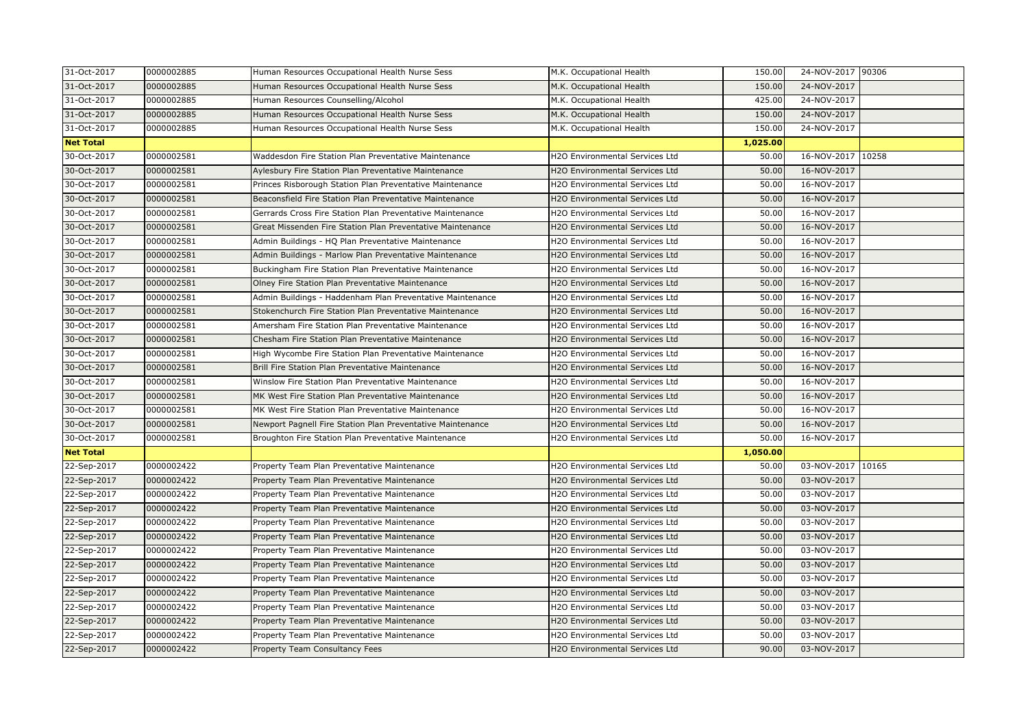| | | | | | | |
|---|---|---|---|---|---|---|
| 31-Oct-2017 | 0000002885 | Human Resources Occupational Health Nurse Sess | M.K. Occupational Health | 150.00 | 24-NOV-2017 | 90306 |
| 31-Oct-2017 | 0000002885 | Human Resources Occupational Health Nurse Sess | M.K. Occupational Health | 150.00 | 24-NOV-2017 | |
| 31-Oct-2017 | 0000002885 | Human Resources Counselling/Alcohol | M.K. Occupational Health | 425.00 | 24-NOV-2017 | |
| 31-Oct-2017 | 0000002885 | Human Resources Occupational Health Nurse Sess | M.K. Occupational Health | 150.00 | 24-NOV-2017 | |
| 31-Oct-2017 | 0000002885 | Human Resources Occupational Health Nurse Sess | M.K. Occupational Health | 150.00 | 24-NOV-2017 | |
| **Net Total** | | | | **1,025.00** | | |
| 30-Oct-2017 | 0000002581 | Waddesdon Fire Station Plan Preventative Maintenance | H2O Environmental Services Ltd | 50.00 | 16-NOV-2017 | 10258 |
| 30-Oct-2017 | 0000002581 | Aylesbury Fire Station Plan Preventative Maintenance | H2O Environmental Services Ltd | 50.00 | 16-NOV-2017 | |
| 30-Oct-2017 | 0000002581 | Princes Risborough Station Plan Preventative Maintenance | H2O Environmental Services Ltd | 50.00 | 16-NOV-2017 | |
| 30-Oct-2017 | 0000002581 | Beaconsfield Fire Station Plan Preventative Maintenance | H2O Environmental Services Ltd | 50.00 | 16-NOV-2017 | |
| 30-Oct-2017 | 0000002581 | Gerrards Cross Fire Station Plan Preventative Maintenance | H2O Environmental Services Ltd | 50.00 | 16-NOV-2017 | |
| 30-Oct-2017 | 0000002581 | Great Missenden Fire Station Plan Preventative Maintenance | H2O Environmental Services Ltd | 50.00 | 16-NOV-2017 | |
| 30-Oct-2017 | 0000002581 | Admin Buildings - HQ Plan Preventative Maintenance | H2O Environmental Services Ltd | 50.00 | 16-NOV-2017 | |
| 30-Oct-2017 | 0000002581 | Admin Buildings - Marlow Plan Preventative Maintenance | H2O Environmental Services Ltd | 50.00 | 16-NOV-2017 | |
| 30-Oct-2017 | 0000002581 | Buckingham Fire Station Plan Preventative Maintenance | H2O Environmental Services Ltd | 50.00 | 16-NOV-2017 | |
| 30-Oct-2017 | 0000002581 | Olney Fire Station Plan Preventative Maintenance | H2O Environmental Services Ltd | 50.00 | 16-NOV-2017 | |
| 30-Oct-2017 | 0000002581 | Admin Buildings - Haddenham Plan Preventative Maintenance | H2O Environmental Services Ltd | 50.00 | 16-NOV-2017 | |
| 30-Oct-2017 | 0000002581 | Stokenchurch Fire Station Plan Preventative Maintenance | H2O Environmental Services Ltd | 50.00 | 16-NOV-2017 | |
| 30-Oct-2017 | 0000002581 | Amersham Fire Station Plan Preventative Maintenance | H2O Environmental Services Ltd | 50.00 | 16-NOV-2017 | |
| 30-Oct-2017 | 0000002581 | Chesham Fire Station Plan Preventative Maintenance | H2O Environmental Services Ltd | 50.00 | 16-NOV-2017 | |
| 30-Oct-2017 | 0000002581 | High Wycombe Fire Station Plan Preventative Maintenance | H2O Environmental Services Ltd | 50.00 | 16-NOV-2017 | |
| 30-Oct-2017 | 0000002581 | Brill Fire Station Plan Preventative Maintenance | H2O Environmental Services Ltd | 50.00 | 16-NOV-2017 | |
| 30-Oct-2017 | 0000002581 | Winslow Fire Station Plan Preventative Maintenance | H2O Environmental Services Ltd | 50.00 | 16-NOV-2017 | |
| 30-Oct-2017 | 0000002581 | MK West Fire Station Plan Preventative Maintenance | H2O Environmental Services Ltd | 50.00 | 16-NOV-2017 | |
| 30-Oct-2017 | 0000002581 | MK West Fire Station Plan Preventative Maintenance | H2O Environmental Services Ltd | 50.00 | 16-NOV-2017 | |
| 30-Oct-2017 | 0000002581 | Newport Pagnell Fire Station Plan Preventative Maintenance | H2O Environmental Services Ltd | 50.00 | 16-NOV-2017 | |
| 30-Oct-2017 | 0000002581 | Broughton Fire Station Plan Preventative Maintenance | H2O Environmental Services Ltd | 50.00 | 16-NOV-2017 | |
| **Net Total** | | | | **1,050.00** | | |
| 22-Sep-2017 | 0000002422 | Property Team Plan Preventative Maintenance | H2O Environmental Services Ltd | 50.00 | 03-NOV-2017 | 10165 |
| 22-Sep-2017 | 0000002422 | Property Team Plan Preventative Maintenance | H2O Environmental Services Ltd | 50.00 | 03-NOV-2017 | |
| 22-Sep-2017 | 0000002422 | Property Team Plan Preventative Maintenance | H2O Environmental Services Ltd | 50.00 | 03-NOV-2017 | |
| 22-Sep-2017 | 0000002422 | Property Team Plan Preventative Maintenance | H2O Environmental Services Ltd | 50.00 | 03-NOV-2017 | |
| 22-Sep-2017 | 0000002422 | Property Team Plan Preventative Maintenance | H2O Environmental Services Ltd | 50.00 | 03-NOV-2017 | |
| 22-Sep-2017 | 0000002422 | Property Team Plan Preventative Maintenance | H2O Environmental Services Ltd | 50.00 | 03-NOV-2017 | |
| 22-Sep-2017 | 0000002422 | Property Team Plan Preventative Maintenance | H2O Environmental Services Ltd | 50.00 | 03-NOV-2017 | |
| 22-Sep-2017 | 0000002422 | Property Team Plan Preventative Maintenance | H2O Environmental Services Ltd | 50.00 | 03-NOV-2017 | |
| 22-Sep-2017 | 0000002422 | Property Team Plan Preventative Maintenance | H2O Environmental Services Ltd | 50.00 | 03-NOV-2017 | |
| 22-Sep-2017 | 0000002422 | Property Team Plan Preventative Maintenance | H2O Environmental Services Ltd | 50.00 | 03-NOV-2017 | |
| 22-Sep-2017 | 0000002422 | Property Team Plan Preventative Maintenance | H2O Environmental Services Ltd | 50.00 | 03-NOV-2017 | |
| 22-Sep-2017 | 0000002422 | Property Team Plan Preventative Maintenance | H2O Environmental Services Ltd | 50.00 | 03-NOV-2017 | |
| 22-Sep-2017 | 0000002422 | Property Team Plan Preventative Maintenance | H2O Environmental Services Ltd | 50.00 | 03-NOV-2017 | |
| 22-Sep-2017 | 0000002422 | Property Team Consultancy Fees | H2O Environmental Services Ltd | 90.00 | 03-NOV-2017 | |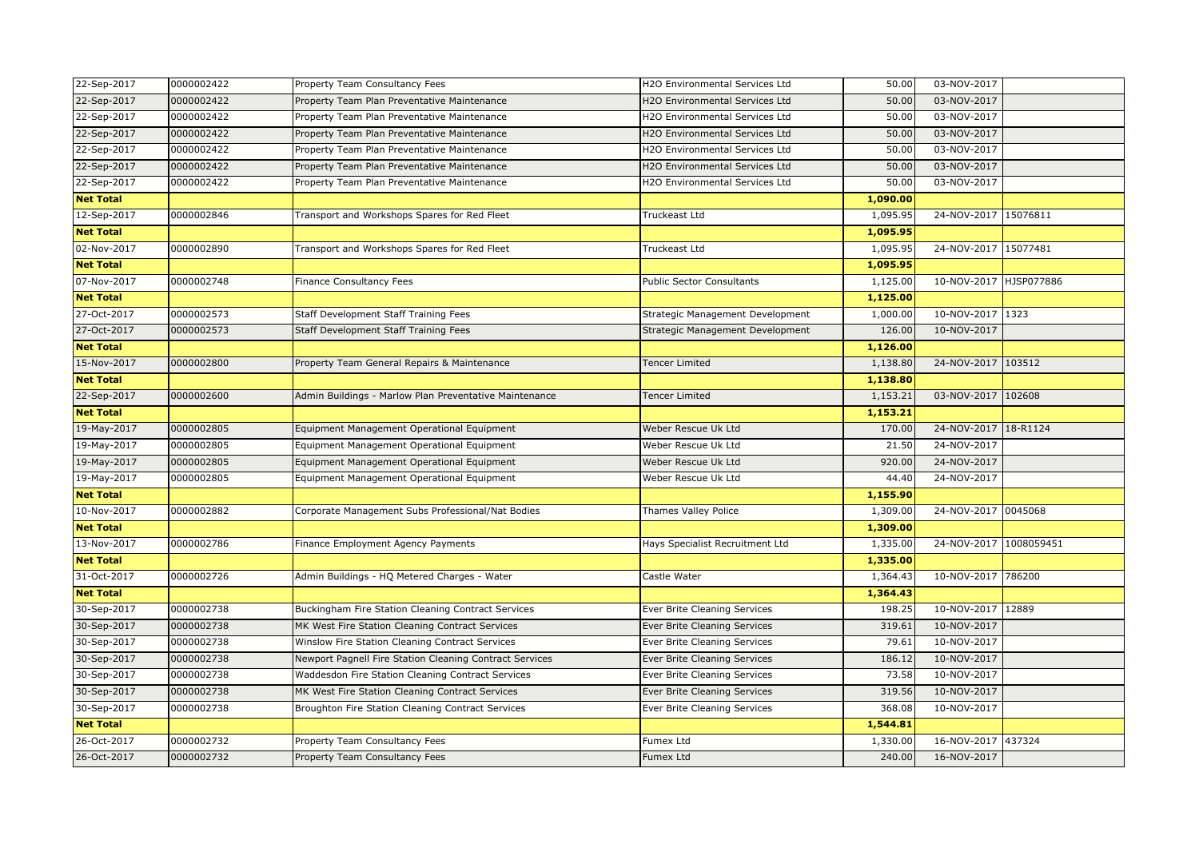| | | | | | | |
|---|---|---|---|---|---|---|
| 22-Sep-2017 | 0000002422 | Property Team Consultancy Fees | H2O Environmental Services Ltd | 50.00 | 03-NOV-2017 | |
| 22-Sep-2017 | 0000002422 | Property Team Plan Preventative Maintenance | H2O Environmental Services Ltd | 50.00 | 03-NOV-2017 | |
| 22-Sep-2017 | 0000002422 | Property Team Plan Preventative Maintenance | H2O Environmental Services Ltd | 50.00 | 03-NOV-2017 | |
| 22-Sep-2017 | 0000002422 | Property Team Plan Preventative Maintenance | H2O Environmental Services Ltd | 50.00 | 03-NOV-2017 | |
| 22-Sep-2017 | 0000002422 | Property Team Plan Preventative Maintenance | H2O Environmental Services Ltd | 50.00 | 03-NOV-2017 | |
| 22-Sep-2017 | 0000002422 | Property Team Plan Preventative Maintenance | H2O Environmental Services Ltd | 50.00 | 03-NOV-2017 | |
| 22-Sep-2017 | 0000002422 | Property Team Plan Preventative Maintenance | H2O Environmental Services Ltd | 50.00 | 03-NOV-2017 | |
| **Net Total** | | | | **1,090.00** | | |
| 12-Sep-2017 | 0000002846 | Transport and Workshops Spares for Red Fleet | Truckeast Ltd | 1,095.95 | 24-NOV-2017 | 15076811 |
| **Net Total** | | | | **1,095.95** | | |
| 02-Nov-2017 | 0000002890 | Transport and Workshops Spares for Red Fleet | Truckeast Ltd | 1,095.95 | 24-NOV-2017 | 15077481 |
| **Net Total** | | | | **1,095.95** | | |
| 07-Nov-2017 | 0000002748 | Finance Consultancy Fees | Public Sector Consultants | 1,125.00 | 10-NOV-2017 | HJSP077886 |
| **Net Total** | | | | **1,125.00** | | |
| 27-Oct-2017 | 0000002573 | Staff Development Staff Training Fees | Strategic Management Development | 1,000.00 | 10-NOV-2017 | 1323 |
| 27-Oct-2017 | 0000002573 | Staff Development Staff Training Fees | Strategic Management Development | 126.00 | 10-NOV-2017 | |
| **Net Total** | | | | **1,126.00** | | |
| 15-Nov-2017 | 0000002800 | Property Team General Repairs & Maintenance | Tencer Limited | 1,138.80 | 24-NOV-2017 | 103512 |
| **Net Total** | | | | **1,138.80** | | |
| 22-Sep-2017 | 0000002600 | Admin Buildings - Marlow Plan Preventative Maintenance | Tencer Limited | 1,153.21 | 03-NOV-2017 | 102608 |
| **Net Total** | | | | **1,153.21** | | |
| 19-May-2017 | 0000002805 | Equipment Management Operational Equipment | Weber Rescue Uk Ltd | 170.00 | 24-NOV-2017 | 18-R1124 |
| 19-May-2017 | 0000002805 | Equipment Management Operational Equipment | Weber Rescue Uk Ltd | 21.50 | 24-NOV-2017 | |
| 19-May-2017 | 0000002805 | Equipment Management Operational Equipment | Weber Rescue Uk Ltd | 920.00 | 24-NOV-2017 | |
| 19-May-2017 | 0000002805 | Equipment Management Operational Equipment | Weber Rescue Uk Ltd | 44.40 | 24-NOV-2017 | |
| **Net Total** | | | | **1,155.90** | | |
| 10-Nov-2017 | 0000002882 | Corporate Management Subs Professional/Nat Bodies | Thames Valley Police | 1,309.00 | 24-NOV-2017 | 0045068 |
| **Net Total** | | | | **1,309.00** | | |
| 13-Nov-2017 | 0000002786 | Finance Employment Agency Payments | Hays Specialist Recruitment Ltd | 1,335.00 | 24-NOV-2017 | 1008059451 |
| **Net Total** | | | | **1,335.00** | | |
| 31-Oct-2017 | 0000002726 | Admin Buildings - HQ Metered Charges - Water | Castle Water | 1,364.43 | 10-NOV-2017 | 786200 |
| **Net Total** | | | | **1,364.43** | | |
| 30-Sep-2017 | 0000002738 | Buckingham Fire Station Cleaning Contract Services | Ever Brite Cleaning Services | 198.25 | 10-NOV-2017 | 12889 |
| 30-Sep-2017 | 0000002738 | MK West Fire Station Cleaning Contract Services | Ever Brite Cleaning Services | 319.61 | 10-NOV-2017 | |
| 30-Sep-2017 | 0000002738 | Winslow Fire Station Cleaning Contract Services | Ever Brite Cleaning Services | 79.61 | 10-NOV-2017 | |
| 30-Sep-2017 | 0000002738 | Newport Pagnell Fire Station Cleaning Contract Services | Ever Brite Cleaning Services | 186.12 | 10-NOV-2017 | |
| 30-Sep-2017 | 0000002738 | Waddesdon Fire Station Cleaning Contract Services | Ever Brite Cleaning Services | 73.58 | 10-NOV-2017 | |
| 30-Sep-2017 | 0000002738 | MK West Fire Station Cleaning Contract Services | Ever Brite Cleaning Services | 319.56 | 10-NOV-2017 | |
| 30-Sep-2017 | 0000002738 | Broughton Fire Station Cleaning Contract Services | Ever Brite Cleaning Services | 368.08 | 10-NOV-2017 | |
| **Net Total** | | | | **1,544.81** | | |
| 26-Oct-2017 | 0000002732 | Property Team Consultancy Fees | Fumex Ltd | 1,330.00 | 16-NOV-2017 | 437324 |
| 26-Oct-2017 | 0000002732 | Property Team Consultancy Fees | Fumex Ltd | 240.00 | 16-NOV-2017 | |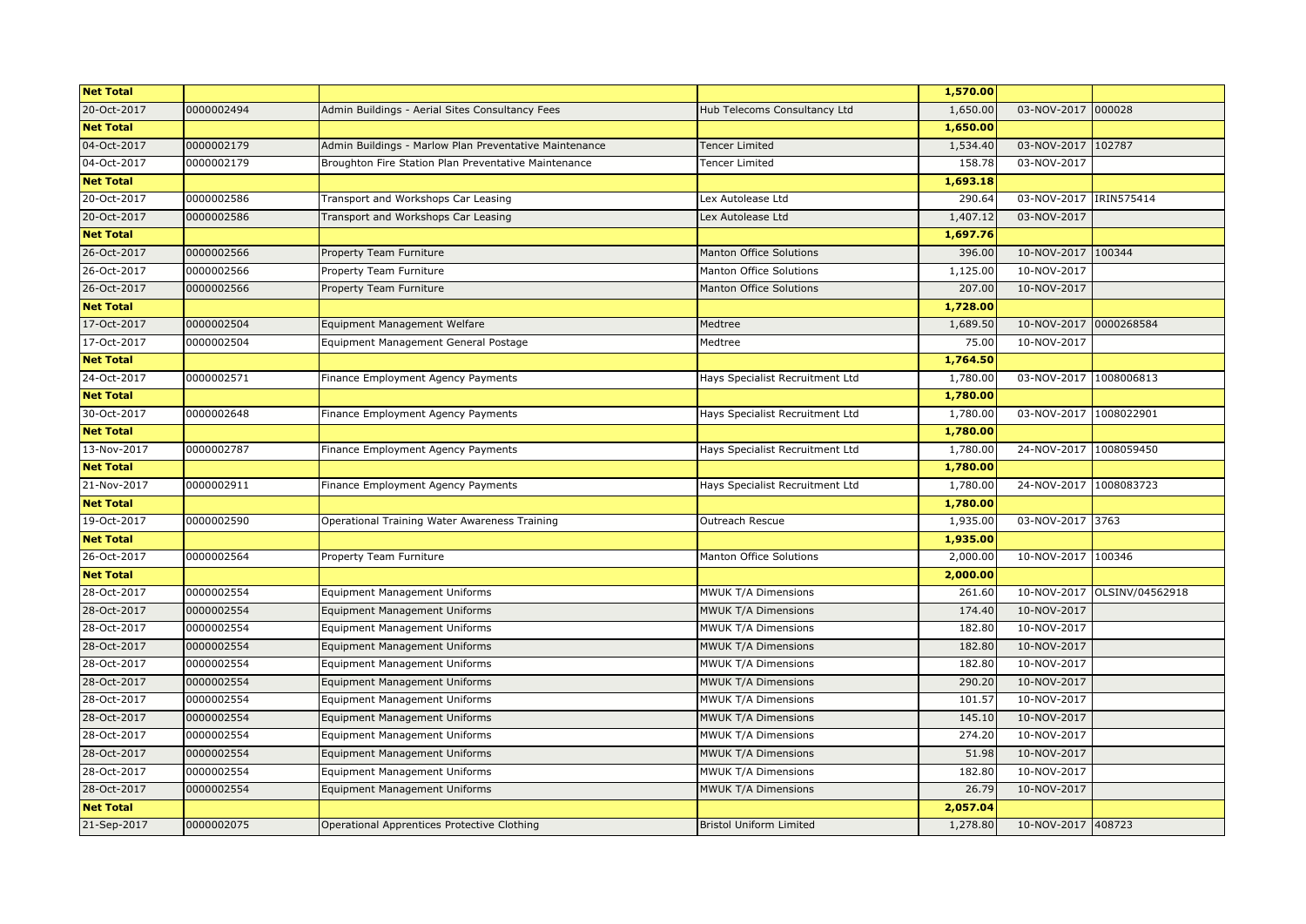| Net Total | | | | 1,570.00 | | |
|---|---|---|---|---|---|---|
| 20-Oct-2017 | 0000002494 | Admin Buildings - Aerial Sites Consultancy Fees | Hub Telecoms Consultancy Ltd | 1,650.00 | 03-NOV-2017 | 000028 |
| **Net Total** | | | | **1,650.00** | | |
| 04-Oct-2017 | 0000002179 | Admin Buildings - Marlow Plan Preventative Maintenance | Tencer Limited | 1,534.40 | 03-NOV-2017 | 102787 |
| 04-Oct-2017 | 0000002179 | Broughton Fire Station Plan Preventative Maintenance | Tencer Limited | 158.78 | 03-NOV-2017 | |
| **Net Total** | | | | **1,693.18** | | |
| 20-Oct-2017 | 0000002586 | Transport and Workshops Car Leasing | Lex Autolease Ltd | 290.64 | 03-NOV-2017 | IRIN575414 |
| 20-Oct-2017 | 0000002586 | Transport and Workshops Car Leasing | Lex Autolease Ltd | 1,407.12 | 03-NOV-2017 | |
| **Net Total** | | | | **1,697.76** | | |
| 26-Oct-2017 | 0000002566 | Property Team Furniture | Manton Office Solutions | 396.00 | 10-NOV-2017 | 100344 |
| 26-Oct-2017 | 0000002566 | Property Team Furniture | Manton Office Solutions | 1,125.00 | 10-NOV-2017 | |
| 26-Oct-2017 | 0000002566 | Property Team Furniture | Manton Office Solutions | 207.00 | 10-NOV-2017 | |
| **Net Total** | | | | **1,728.00** | | |
| 17-Oct-2017 | 0000002504 | Equipment Management Welfare | Medtree | 1,689.50 | 10-NOV-2017 | 0000268584 |
| 17-Oct-2017 | 0000002504 | Equipment Management General Postage | Medtree | 75.00 | 10-NOV-2017 | |
| **Net Total** | | | | **1,764.50** | | |
| 24-Oct-2017 | 0000002571 | Finance Employment Agency Payments | Hays Specialist Recruitment Ltd | 1,780.00 | 03-NOV-2017 | 1008006813 |
| **Net Total** | | | | **1,780.00** | | |
| 30-Oct-2017 | 0000002648 | Finance Employment Agency Payments | Hays Specialist Recruitment Ltd | 1,780.00 | 03-NOV-2017 | 1008022901 |
| **Net Total** | | | | **1,780.00** | | |
| 13-Nov-2017 | 0000002787 | Finance Employment Agency Payments | Hays Specialist Recruitment Ltd | 1,780.00 | 24-NOV-2017 | 1008059450 |
| **Net Total** | | | | **1,780.00** | | |
| 21-Nov-2017 | 0000002911 | Finance Employment Agency Payments | Hays Specialist Recruitment Ltd | 1,780.00 | 24-NOV-2017 | 1008083723 |
| **Net Total** | | | | **1,780.00** | | |
| 19-Oct-2017 | 0000002590 | Operational Training Water Awareness Training | Outreach Rescue | 1,935.00 | 03-NOV-2017 | 3763 |
| **Net Total** | | | | **1,935.00** | | |
| 26-Oct-2017 | 0000002564 | Property Team Furniture | Manton Office Solutions | 2,000.00 | 10-NOV-2017 | 100346 |
| **Net Total** | | | | **2,000.00** | | |
| 28-Oct-2017 | 0000002554 | Equipment Management Uniforms | MWUK T/A Dimensions | 261.60 | 10-NOV-2017 | OLSINV/04562918 |
| 28-Oct-2017 | 0000002554 | Equipment Management Uniforms | MWUK T/A Dimensions | 174.40 | 10-NOV-2017 | |
| 28-Oct-2017 | 0000002554 | Equipment Management Uniforms | MWUK T/A Dimensions | 182.80 | 10-NOV-2017 | |
| 28-Oct-2017 | 0000002554 | Equipment Management Uniforms | MWUK T/A Dimensions | 182.80 | 10-NOV-2017 | |
| 28-Oct-2017 | 0000002554 | Equipment Management Uniforms | MWUK T/A Dimensions | 182.80 | 10-NOV-2017 | |
| 28-Oct-2017 | 0000002554 | Equipment Management Uniforms | MWUK T/A Dimensions | 290.20 | 10-NOV-2017 | |
| 28-Oct-2017 | 0000002554 | Equipment Management Uniforms | MWUK T/A Dimensions | 101.57 | 10-NOV-2017 | |
| 28-Oct-2017 | 0000002554 | Equipment Management Uniforms | MWUK T/A Dimensions | 145.10 | 10-NOV-2017 | |
| 28-Oct-2017 | 0000002554 | Equipment Management Uniforms | MWUK T/A Dimensions | 274.20 | 10-NOV-2017 | |
| 28-Oct-2017 | 0000002554 | Equipment Management Uniforms | MWUK T/A Dimensions | 51.98 | 10-NOV-2017 | |
| 28-Oct-2017 | 0000002554 | Equipment Management Uniforms | MWUK T/A Dimensions | 182.80 | 10-NOV-2017 | |
| 28-Oct-2017 | 0000002554 | Equipment Management Uniforms | MWUK T/A Dimensions | 26.79 | 10-NOV-2017 | |
| **Net Total** | | | | **2,057.04** | | |
| 21-Sep-2017 | 0000002075 | Operational Apprentices Protective Clothing | Bristol Uniform Limited | 1,278.80 | 10-NOV-2017 | 408723 |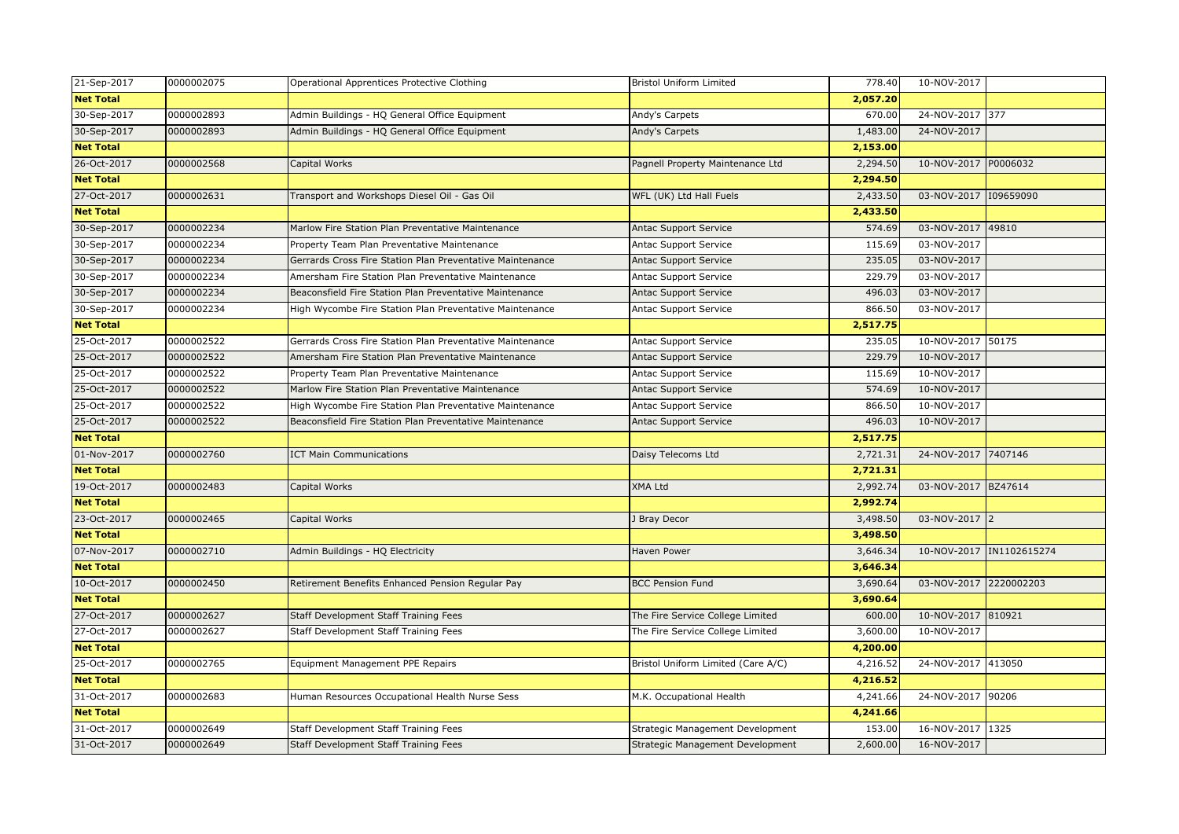| | | | | | | |
|---|---|---|---|---|---|---|
| 21-Sep-2017 | 0000002075 | Operational Apprentices Protective Clothing | Bristol Uniform Limited | 778.40 | 10-NOV-2017 | |
| **Net Total** | | | | **2,057.20** | | |
| 30-Sep-2017 | 0000002893 | Admin Buildings - HQ General Office Equipment | Andy's Carpets | 670.00 | 24-NOV-2017 | 377 |
| 30-Sep-2017 | 0000002893 | Admin Buildings - HQ General Office Equipment | Andy's Carpets | 1,483.00 | 24-NOV-2017 | |
| **Net Total** | | | | **2,153.00** | | |
| 26-Oct-2017 | 0000002568 | Capital Works | Pagnell Property Maintenance Ltd | 2,294.50 | 10-NOV-2017 | P0006032 |
| **Net Total** | | | | **2,294.50** | | |
| 27-Oct-2017 | 0000002631 | Transport and Workshops Diesel Oil - Gas Oil | WFL (UK) Ltd Hall Fuels | 2,433.50 | 03-NOV-2017 | I09659090 |
| **Net Total** | | | | **2,433.50** | | |
| 30-Sep-2017 | 0000002234 | Marlow Fire Station Plan Preventative Maintenance | Antac Support Service | 574.69 | 03-NOV-2017 | 49810 |
| 30-Sep-2017 | 0000002234 | Property Team Plan Preventative Maintenance | Antac Support Service | 115.69 | 03-NOV-2017 | |
| 30-Sep-2017 | 0000002234 | Gerrards Cross Fire Station Plan Preventative Maintenance | Antac Support Service | 235.05 | 03-NOV-2017 | |
| 30-Sep-2017 | 0000002234 | Amersham Fire Station Plan Preventative Maintenance | Antac Support Service | 229.79 | 03-NOV-2017 | |
| 30-Sep-2017 | 0000002234 | Beaconsfield Fire Station Plan Preventative Maintenance | Antac Support Service | 496.03 | 03-NOV-2017 | |
| 30-Sep-2017 | 0000002234 | High Wycombe Fire Station Plan Preventative Maintenance | Antac Support Service | 866.50 | 03-NOV-2017 | |
| **Net Total** | | | | **2,517.75** | | |
| 25-Oct-2017 | 0000002522 | Gerrards Cross Fire Station Plan Preventative Maintenance | Antac Support Service | 235.05 | 10-NOV-2017 | 50175 |
| 25-Oct-2017 | 0000002522 | Amersham Fire Station Plan Preventative Maintenance | Antac Support Service | 229.79 | 10-NOV-2017 | |
| 25-Oct-2017 | 0000002522 | Property Team Plan Preventative Maintenance | Antac Support Service | 115.69 | 10-NOV-2017 | |
| 25-Oct-2017 | 0000002522 | Marlow Fire Station Plan Preventative Maintenance | Antac Support Service | 574.69 | 10-NOV-2017 | |
| 25-Oct-2017 | 0000002522 | High Wycombe Fire Station Plan Preventative Maintenance | Antac Support Service | 866.50 | 10-NOV-2017 | |
| 25-Oct-2017 | 0000002522 | Beaconsfield Fire Station Plan Preventative Maintenance | Antac Support Service | 496.03 | 10-NOV-2017 | |
| **Net Total** | | | | **2,517.75** | | |
| 01-Nov-2017 | 0000002760 | ICT Main Communications | Daisy Telecoms Ltd | 2,721.31 | 24-NOV-2017 | 7407146 |
| **Net Total** | | | | **2,721.31** | | |
| 19-Oct-2017 | 0000002483 | Capital Works | XMA Ltd | 2,992.74 | 03-NOV-2017 | BZ47614 |
| **Net Total** | | | | **2,992.74** | | |
| 23-Oct-2017 | 0000002465 | Capital Works | J Bray Decor | 3,498.50 | 03-NOV-2017 | 2 |
| **Net Total** | | | | **3,498.50** | | |
| 07-Nov-2017 | 0000002710 | Admin Buildings - HQ Electricity | Haven Power | 3,646.34 | 10-NOV-2017 | IN1102615274 |
| **Net Total** | | | | **3,646.34** | | |
| 10-Oct-2017 | 0000002450 | Retirement Benefits Enhanced Pension Regular Pay | BCC Pension Fund | 3,690.64 | 03-NOV-2017 | 2220002203 |
| **Net Total** | | | | **3,690.64** | | |
| 27-Oct-2017 | 0000002627 | Staff Development Staff Training Fees | The Fire Service College Limited | 600.00 | 10-NOV-2017 | 810921 |
| 27-Oct-2017 | 0000002627 | Staff Development Staff Training Fees | The Fire Service College Limited | 3,600.00 | 10-NOV-2017 | |
| **Net Total** | | | | **4,200.00** | | |
| 25-Oct-2017 | 0000002765 | Equipment Management PPE Repairs | Bristol Uniform Limited (Care A/C) | 4,216.52 | 24-NOV-2017 | 413050 |
| **Net Total** | | | | **4,216.52** | | |
| 31-Oct-2017 | 0000002683 | Human Resources Occupational Health Nurse Sess | M.K. Occupational Health | 4,241.66 | 24-NOV-2017 | 90206 |
| **Net Total** | | | | **4,241.66** | | |
| 31-Oct-2017 | 0000002649 | Staff Development Staff Training Fees | Strategic Management Development | 153.00 | 16-NOV-2017 | 1325 |
| 31-Oct-2017 | 0000002649 | Staff Development Staff Training Fees | Strategic Management Development | 2,600.00 | 16-NOV-2017 | |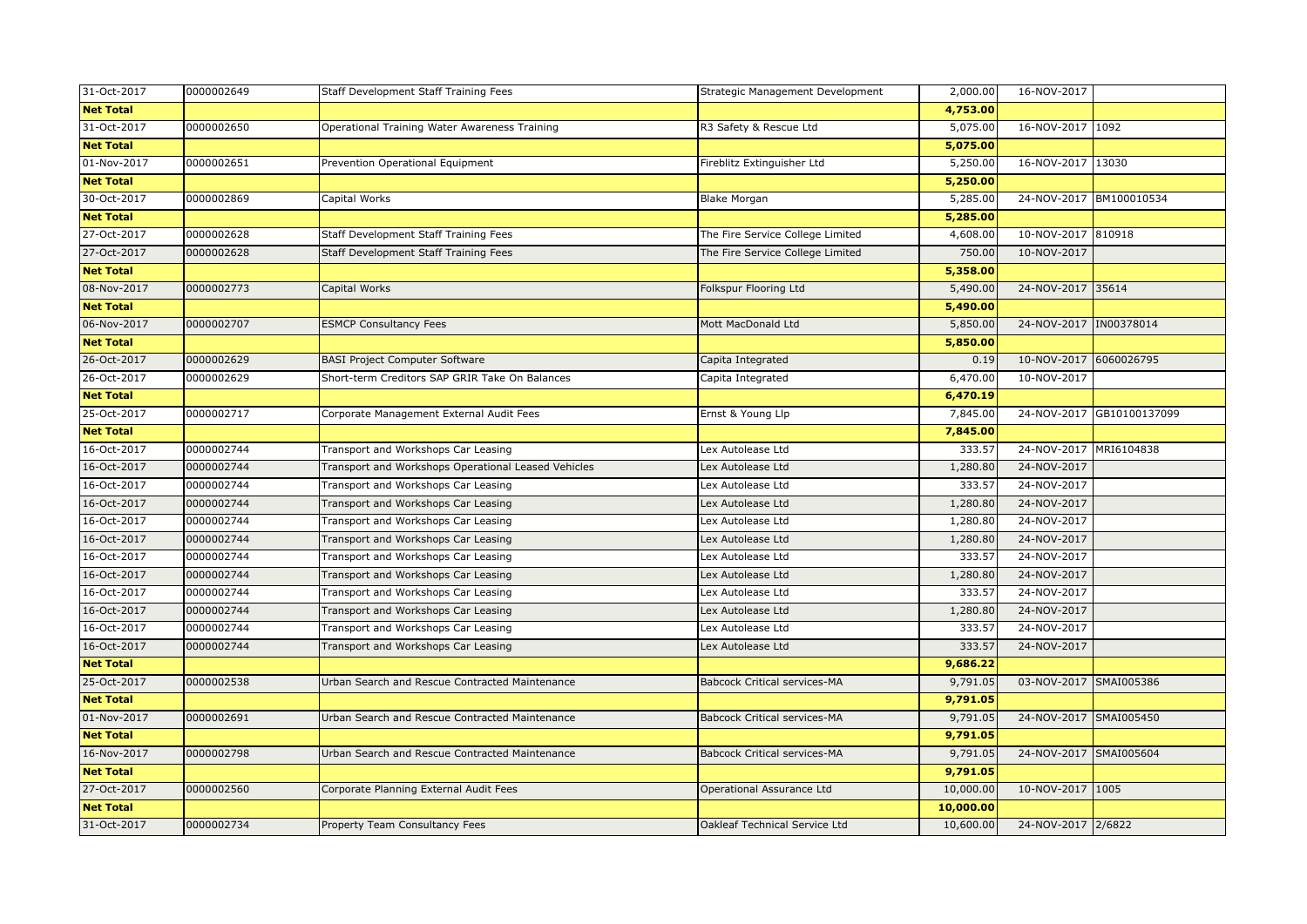| | | | | | | |
|---|---|---|---|---|---|---|
| 31-Oct-2017 | 0000002649 | Staff Development Staff Training Fees | Strategic Management Development | 2,000.00 | 16-NOV-2017 | |
| **Net Total** | | | | **4,753.00** | | |
| 31-Oct-2017 | 0000002650 | Operational Training Water Awareness Training | R3 Safety & Rescue Ltd | 5,075.00 | 16-NOV-2017 | 1092 |
| **Net Total** | | | | **5,075.00** | | |
| 01-Nov-2017 | 0000002651 | Prevention Operational Equipment | Fireblitz Extinguisher Ltd | 5,250.00 | 16-NOV-2017 | 13030 |
| **Net Total** | | | | **5,250.00** | | |
| 30-Oct-2017 | 0000002869 | Capital Works | Blake Morgan | 5,285.00 | 24-NOV-2017 | BM100010534 |
| **Net Total** | | | | **5,285.00** | | |
| 27-Oct-2017 | 0000002628 | Staff Development Staff Training Fees | The Fire Service College Limited | 4,608.00 | 10-NOV-2017 | 810918 |
| 27-Oct-2017 | 0000002628 | Staff Development Staff Training Fees | The Fire Service College Limited | 750.00 | 10-NOV-2017 | |
| **Net Total** | | | | **5,358.00** | | |
| 08-Nov-2017 | 0000002773 | Capital Works | Folkspur Flooring Ltd | 5,490.00 | 24-NOV-2017 | 35614 |
| **Net Total** | | | | **5,490.00** | | |
| 06-Nov-2017 | 0000002707 | ESMCP Consultancy Fees | Mott MacDonald Ltd | 5,850.00 | 24-NOV-2017 | IN00378014 |
| **Net Total** | | | | **5,850.00** | | |
| 26-Oct-2017 | 0000002629 | BASI Project Computer Software | Capita Integrated | 0.19 | 10-NOV-2017 | 6060026795 |
| 26-Oct-2017 | 0000002629 | Short-term Creditors SAP GRIR Take On Balances | Capita Integrated | 6,470.00 | 10-NOV-2017 | |
| **Net Total** | | | | **6,470.19** | | |
| 25-Oct-2017 | 0000002717 | Corporate Management External Audit Fees | Ernst & Young Llp | 7,845.00 | 24-NOV-2017 | GB10100137099 |
| **Net Total** | | | | **7,845.00** | | |
| 16-Oct-2017 | 0000002744 | Transport and Workshops Car Leasing | Lex Autolease Ltd | 333.57 | 24-NOV-2017 | MRI6104838 |
| 16-Oct-2017 | 0000002744 | Transport and Workshops Operational Leased Vehicles | Lex Autolease Ltd | 1,280.80 | 24-NOV-2017 | |
| 16-Oct-2017 | 0000002744 | Transport and Workshops Car Leasing | Lex Autolease Ltd | 333.57 | 24-NOV-2017 | |
| 16-Oct-2017 | 0000002744 | Transport and Workshops Car Leasing | Lex Autolease Ltd | 1,280.80 | 24-NOV-2017 | |
| 16-Oct-2017 | 0000002744 | Transport and Workshops Car Leasing | Lex Autolease Ltd | 1,280.80 | 24-NOV-2017 | |
| 16-Oct-2017 | 0000002744 | Transport and Workshops Car Leasing | Lex Autolease Ltd | 1,280.80 | 24-NOV-2017 | |
| 16-Oct-2017 | 0000002744 | Transport and Workshops Car Leasing | Lex Autolease Ltd | 333.57 | 24-NOV-2017 | |
| 16-Oct-2017 | 0000002744 | Transport and Workshops Car Leasing | Lex Autolease Ltd | 1,280.80 | 24-NOV-2017 | |
| 16-Oct-2017 | 0000002744 | Transport and Workshops Car Leasing | Lex Autolease Ltd | 333.57 | 24-NOV-2017 | |
| 16-Oct-2017 | 0000002744 | Transport and Workshops Car Leasing | Lex Autolease Ltd | 1,280.80 | 24-NOV-2017 | |
| 16-Oct-2017 | 0000002744 | Transport and Workshops Car Leasing | Lex Autolease Ltd | 333.57 | 24-NOV-2017 | |
| 16-Oct-2017 | 0000002744 | Transport and Workshops Car Leasing | Lex Autolease Ltd | 333.57 | 24-NOV-2017 | |
| **Net Total** | | | | **9,686.22** | | |
| 25-Oct-2017 | 0000002538 | Urban Search and Rescue Contracted Maintenance | Babcock Critical services-MA | 9,791.05 | 03-NOV-2017 | SMAI005386 |
| **Net Total** | | | | **9,791.05** | | |
| 01-Nov-2017 | 0000002691 | Urban Search and Rescue Contracted Maintenance | Babcock Critical services-MA | 9,791.05 | 24-NOV-2017 | SMAI005450 |
| **Net Total** | | | | **9,791.05** | | |
| 16-Nov-2017 | 0000002798 | Urban Search and Rescue Contracted Maintenance | Babcock Critical services-MA | 9,791.05 | 24-NOV-2017 | SMAI005604 |
| **Net Total** | | | | **9,791.05** | | |
| 27-Oct-2017 | 0000002560 | Corporate Planning External Audit Fees | Operational Assurance Ltd | 10,000.00 | 10-NOV-2017 | 1005 |
| **Net Total** | | | | **10,000.00** | | |
| 31-Oct-2017 | 0000002734 | Property Team Consultancy Fees | Oakleaf Technical Service Ltd | 10,600.00 | 24-NOV-2017 | 2/6822 |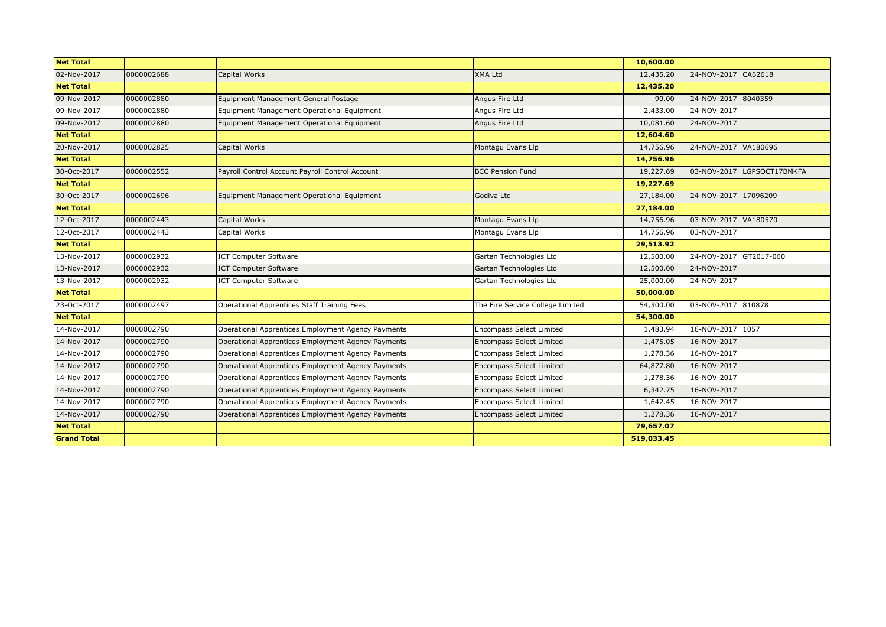| | | | | | | |
|---|---|---|---|---|---|---|
| **Net Total** | | | | **10,600.00** | | |
| 02-Nov-2017 | 0000002688 | Capital Works | XMA Ltd | 12,435.20 | 24-NOV-2017 | CA62618 |
| **Net Total** | | | | **12,435.20** | | |
| 09-Nov-2017 | 0000002880 | Equipment Management General Postage | Angus Fire Ltd | 90.00 | 24-NOV-2017 | 8040359 |
| 09-Nov-2017 | 0000002880 | Equipment Management Operational Equipment | Angus Fire Ltd | 2,433.00 | 24-NOV-2017 | |
| 09-Nov-2017 | 0000002880 | Equipment Management Operational Equipment | Angus Fire Ltd | 10,081.60 | 24-NOV-2017 | |
| **Net Total** | | | | **12,604.60** | | |
| 20-Nov-2017 | 0000002825 | Capital Works | Montagu Evans Llp | 14,756.96 | 24-NOV-2017 | VA180696 |
| **Net Total** | | | | **14,756.96** | | |
| 30-Oct-2017 | 0000002552 | Payroll Control Account Payroll Control Account | BCC Pension Fund | 19,227.69 | 03-NOV-2017 | LGPSOCT17BMKFA |
| **Net Total** | | | | **19,227.69** | | |
| 30-Oct-2017 | 0000002696 | Equipment Management Operational Equipment | Godiva Ltd | 27,184.00 | 24-NOV-2017 | 17096209 |
| **Net Total** | | | | **27,184.00** | | |
| 12-Oct-2017 | 0000002443 | Capital Works | Montagu Evans Llp | 14,756.96 | 03-NOV-2017 | VA180570 |
| 12-Oct-2017 | 0000002443 | Capital Works | Montagu Evans Llp | 14,756.96 | 03-NOV-2017 | |
| **Net Total** | | | | **29,513.92** | | |
| 13-Nov-2017 | 0000002932 | ICT Computer Software | Gartan Technologies Ltd | 12,500.00 | 24-NOV-2017 | GT2017-060 |
| 13-Nov-2017 | 0000002932 | ICT Computer Software | Gartan Technologies Ltd | 12,500.00 | 24-NOV-2017 | |
| 13-Nov-2017 | 0000002932 | ICT Computer Software | Gartan Technologies Ltd | 25,000.00 | 24-NOV-2017 | |
| **Net Total** | | | | **50,000.00** | | |
| 23-Oct-2017 | 0000002497 | Operational Apprentices Staff Training Fees | The Fire Service College Limited | 54,300.00 | 03-NOV-2017 | 810878 |
| **Net Total** | | | | **54,300.00** | | |
| 14-Nov-2017 | 0000002790 | Operational Apprentices Employment Agency Payments | Encompass Select Limited | 1,483.94 | 16-NOV-2017 | 1057 |
| 14-Nov-2017 | 0000002790 | Operational Apprentices Employment Agency Payments | Encompass Select Limited | 1,475.05 | 16-NOV-2017 | |
| 14-Nov-2017 | 0000002790 | Operational Apprentices Employment Agency Payments | Encompass Select Limited | 1,278.36 | 16-NOV-2017 | |
| 14-Nov-2017 | 0000002790 | Operational Apprentices Employment Agency Payments | Encompass Select Limited | 64,877.80 | 16-NOV-2017 | |
| 14-Nov-2017 | 0000002790 | Operational Apprentices Employment Agency Payments | Encompass Select Limited | 1,278.36 | 16-NOV-2017 | |
| 14-Nov-2017 | 0000002790 | Operational Apprentices Employment Agency Payments | Encompass Select Limited | 6,342.75 | 16-NOV-2017 | |
| 14-Nov-2017 | 0000002790 | Operational Apprentices Employment Agency Payments | Encompass Select Limited | 1,642.45 | 16-NOV-2017 | |
| 14-Nov-2017 | 0000002790 | Operational Apprentices Employment Agency Payments | Encompass Select Limited | 1,278.36 | 16-NOV-2017 | |
| **Net Total** | | | | **79,657.07** | | |
| **Grand Total** | | | | **519,033.45** | | |